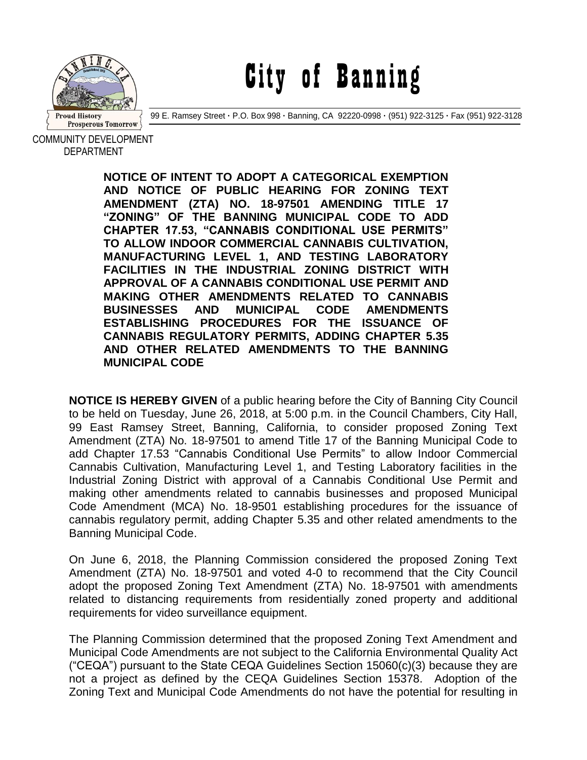# City of Banning

99 E. Ramsey Street · P.O. Box 998 · Banning, CA 92220-0998 · (951) 922-3125 · Fax (951) 922-3128

COMMUNITY DEVELOPMENT DEPARTMENT

**NOTICE OF INTENT TO ADOPT A CATEGORICAL EXEMPTION AND NOTICE OF PUBLIC HEARING FOR ZONING TEXT AMENDMENT (ZTA) NO. 18-97501 AMENDING TITLE 17 "ZONING" OF THE BANNING MUNICIPAL CODE TO ADD CHAPTER 17.53, "CANNABIS CONDITIONAL USE PERMITS" TO ALLOW INDOOR COMMERCIAL CANNABIS CULTIVATION, MANUFACTURING LEVEL 1, AND TESTING LABORATORY FACILITIES IN THE INDUSTRIAL ZONING DISTRICT WITH APPROVAL OF A CANNABIS CONDITIONAL USE PERMIT AND MAKING OTHER AMENDMENTS RELATED TO CANNABIS BUSINESSES AND MUNICIPAL CODE AMENDMENTS ESTABLISHING PROCEDURES FOR THE ISSUANCE OF CANNABIS REGULATORY PERMITS, ADDING CHAPTER 5.35 AND OTHER RELATED AMENDMENTS TO THE BANNING MUNICIPAL CODE**

**NOTICE IS HEREBY GIVEN** of a public hearing before the City of Banning City Council to be held on Tuesday, June 26, 2018, at 5:00 p.m. in the Council Chambers, City Hall, 99 East Ramsey Street, Banning, California, to consider proposed Zoning Text Amendment (ZTA) No. 18-97501 to amend Title 17 of the Banning Municipal Code to add Chapter 17.53 "Cannabis Conditional Use Permits" to allow Indoor Commercial Cannabis Cultivation, Manufacturing Level 1, and Testing Laboratory facilities in the Industrial Zoning District with approval of a Cannabis Conditional Use Permit and making other amendments related to cannabis businesses and proposed Municipal Code Amendment (MCA) No. 18-9501 establishing procedures for the issuance of cannabis regulatory permit, adding Chapter 5.35 and other related amendments to the Banning Municipal Code.

On June 6, 2018, the Planning Commission considered the proposed Zoning Text Amendment (ZTA) No. 18-97501 and voted 4-0 to recommend that the City Council adopt the proposed Zoning Text Amendment (ZTA) No. 18-97501 with amendments related to distancing requirements from residentially zoned property and additional requirements for video surveillance equipment.

The Planning Commission determined that the proposed Zoning Text Amendment and Municipal Code Amendments are not subject to the California Environmental Quality Act ("CEQA") pursuant to the State CEQA Guidelines Section 15060(c)(3) because they are not a project as defined by the CEQA Guidelines Section 15378. Adoption of the Zoning Text and Municipal Code Amendments do not have the potential for resulting in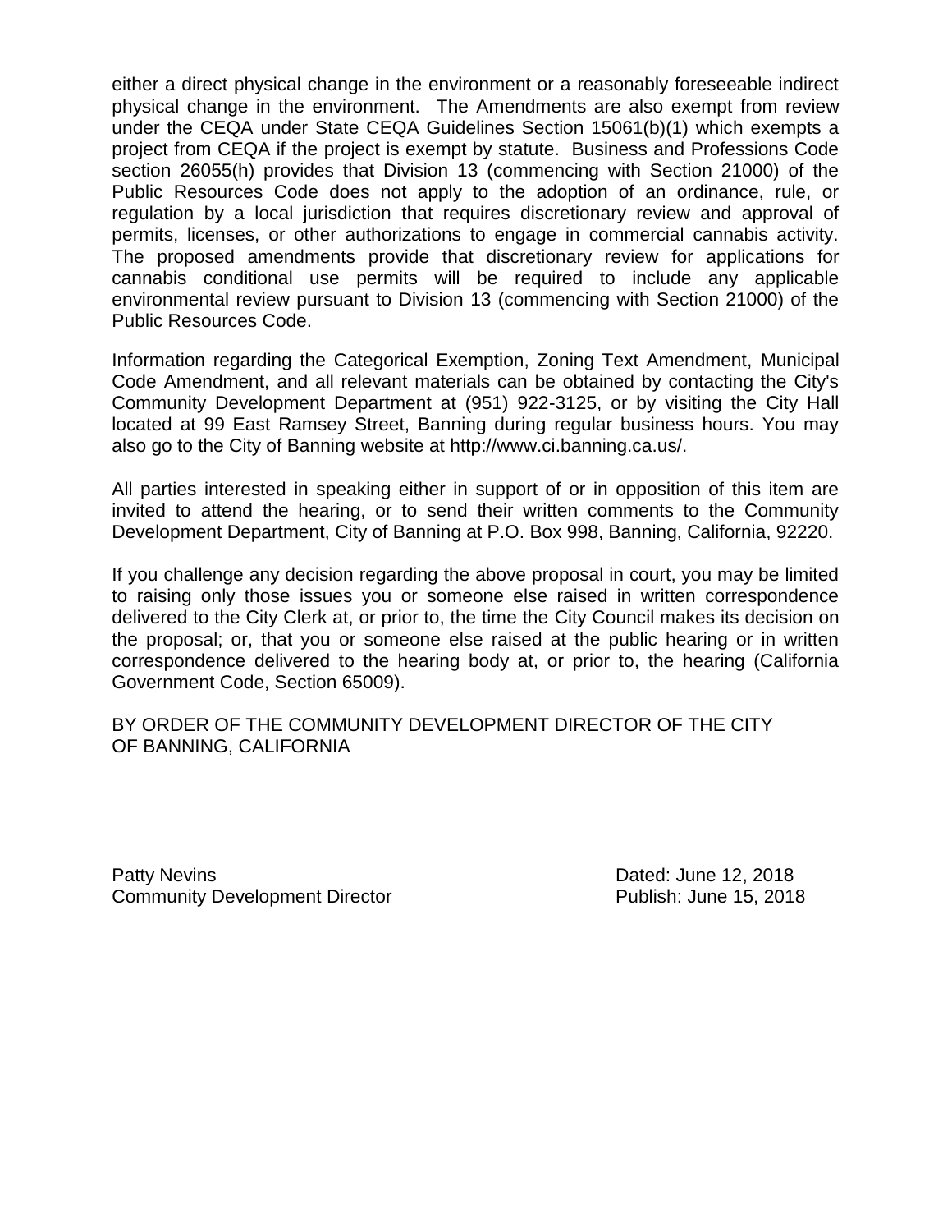either a direct physical change in the environment or a reasonably foreseeable indirect physical change in the environment. The Amendments are also exempt from review under the CEQA under State CEQA Guidelines Section 15061(b)(1) which exempts a project from CEQA if the project is exempt by statute. Business and Professions Code section 26055(h) provides that Division 13 (commencing with Section 21000) of the Public Resources Code does not apply to the adoption of an ordinance, rule, or regulation by a local jurisdiction that requires discretionary review and approval of permits, licenses, or other authorizations to engage in commercial cannabis activity. The proposed amendments provide that discretionary review for applications for cannabis conditional use permits will be required to include any applicable environmental review pursuant to Division 13 (commencing with Section 21000) of the Public Resources Code.

Information regarding the Categorical Exemption, Zoning Text Amendment, Municipal Code Amendment, and all relevant materials can be obtained by contacting the City's Community Development Department at (951) 922-3125, or by visiting the City Hall located at 99 East Ramsey Street, Banning during regular business hours. You may also go to the City of Banning website at http://www.ci.banning.ca.us/.

All parties interested in speaking either in support of or in opposition of this item are invited to attend the hearing, or to send their written comments to the Community Development Department, City of Banning at P.O. Box 998, Banning, California, 92220.

If you challenge any decision regarding the above proposal in court, you may be limited to raising only those issues you or someone else raised in written correspondence delivered to the City Clerk at, or prior to, the time the City Council makes its decision on the proposal; or, that you or someone else raised at the public hearing or in written correspondence delivered to the hearing body at, or prior to, the hearing (California Government Code, Section 65009).

BY ORDER OF THE COMMUNITY DEVELOPMENT DIRECTOR OF THE CITY OF BANNING, CALIFORNIA

Patty Nevins
Community Development Director

Dated: June 12, 2018
Publish: June 15, 2018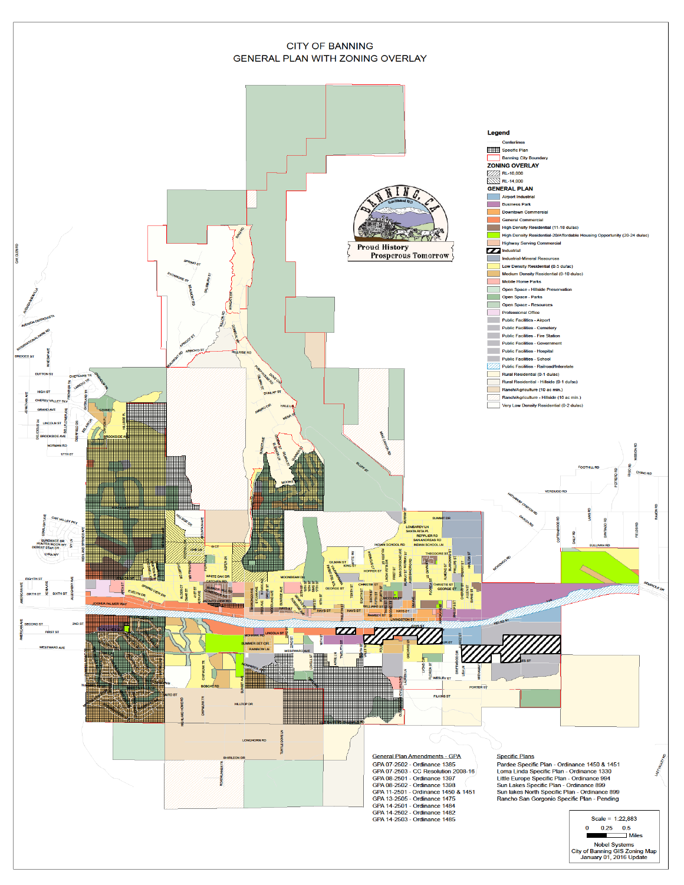# CITY OF BANNING
## GENERAL PLAN WITH ZONING OVERLAY

**Legend**

Centerlines

Specific Plan

Banning City Boundary

**ZONING OVERLAY**

RL-10,000

RL-14,000

**GENERAL PLAN**

Airport Industrial

Business Park

Downtown Commercial

General Commercial

High Density Residential (11-18 du/ac)

High Density Residential-20/Affordable Housing Opportunity (20-24 du/ac)

Highway Serving Commercial

Industrial

Industrial-Mineral Resources

Low Density Residential (0-5 du/ac)

Medium Density Residential (0-10 du/ac)

Mobile Home Parks

Open Space - Hillside Preservation

Open Space - Parks

Open Space - Resources

Professional Office

Public Facilities - Airport

Public Facilities - Cemetery

Public Facilities - Fire Station

Public Facilities - Government

Public Facilities - Hospital

Public Facilities - School

Public Facilities - Railroad/Interstate

Rural Residential (0-1 du/ac)

Rural Residential - Hillside (0-1 du/ac)

Ranch/Agriculture (10 ac min.)

Ranch/Agriculture - Hillside (10 ac min.)

Very Low Density Residential (0-2 du/ac)

BANNING, CA
Established 1913
Proud History
Prosperous Tomorrow

**General Plan Amendments - GPA**

GPA 07-2502 - Ordinance 1385
GPA 07-2503 - CC Resolution 2008-16
GPA 08-2501 - Ordinance 1397
GPA 08-2502 - Ordinance 1398
GPA 11-2501 - Ordinance 1450 & 1451
GPA 13-2505 - Ordinance 1475
GPA 14-2501 - Ordinance 1484
GPA 14-2502 - Ordinance 1482
GPA 14-2503 - Ordinance 1485

**Specific Plans**

Pardee Specific Plan - Ordinance 1450 & 1451
Loma Linda Specific Plan - Ordinance 1330
Little Europe Specific Plan - Ordinance 994
Sun Lakes Specific Plan - Ordinance 899
Sun lakes North Specific Plan - Ordinance 899
Rancho San Gorgonio Specific Plan - Pending

Scale = 1:22,883
0 0.25 0.5 Miles

Nobel Systems
City of Banning GIS Zoning Map
January 01, 2016 Update